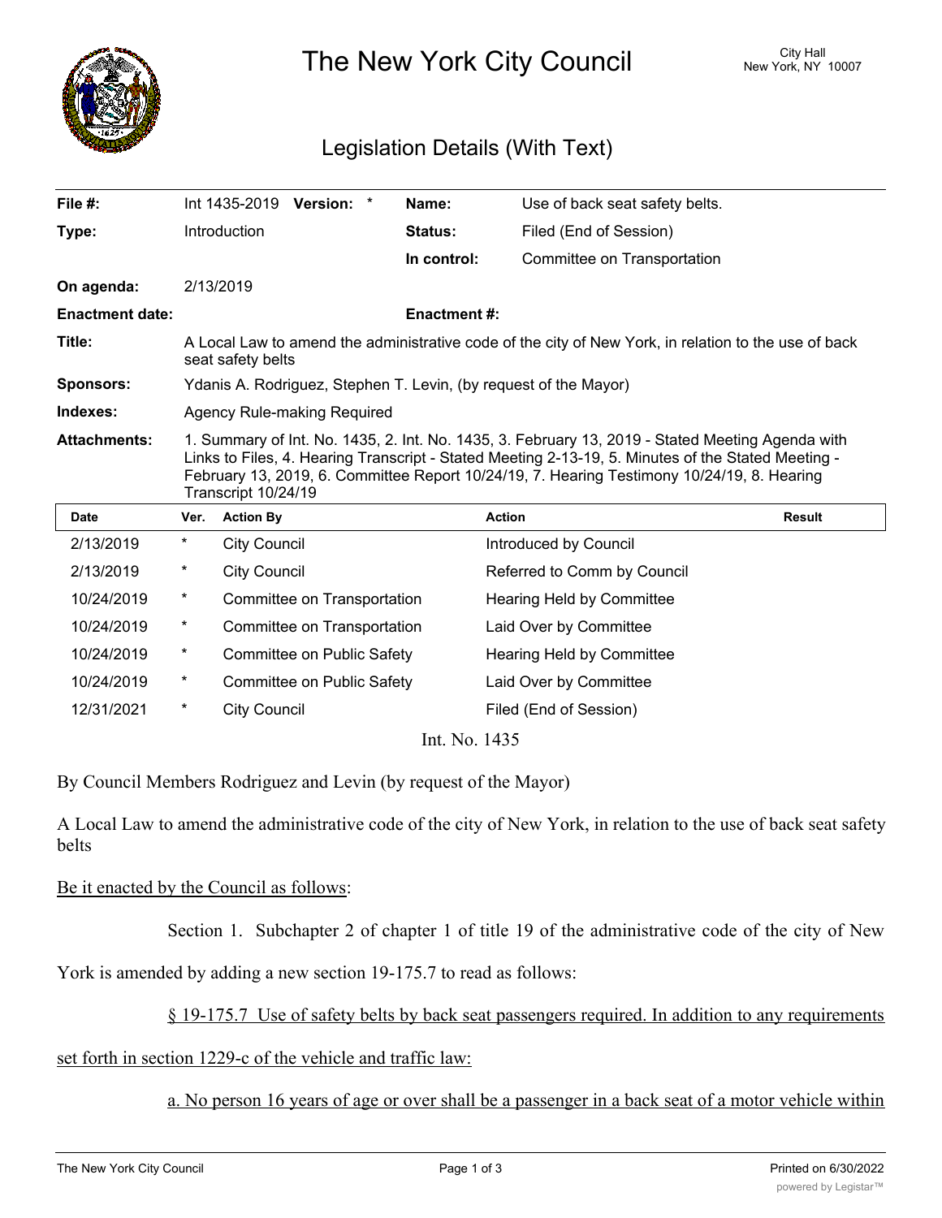# The New York City Council

City Hall
New York, NY 10007

## Legislation Details (With Text)

| | | | |
|---|---|---|---|
| **File #:** | Int 1435-2019 **Version:** * | **Name:** | Use of back seat safety belts. |
| **Type:** | Introduction | **Status:** | Filed (End of Session) |
| | | **In control:** | Committee on Transportation |
| **On agenda:** | 2/13/2019 | | |
| **Enactment date:** | | **Enactment #:** | |
| **Title:** | A Local Law to amend the administrative code of the city of New York, in relation to the use of back seat safety belts | | |
| **Sponsors:** | Ydanis A. Rodriguez, Stephen T. Levin, (by request of the Mayor) | | |
| **Indexes:** | Agency Rule-making Required | | |
| **Attachments:** | 1. Summary of Int. No. 1435, 2. Int. No. 1435, 3. February 13, 2019 - Stated Meeting Agenda with Links to Files, 4. Hearing Transcript - Stated Meeting 2-13-19, 5. Minutes of the Stated Meeting - February 13, 2019, 6. Committee Report 10/24/19, 7. Hearing Testimony 10/24/19, 8. Hearing Transcript 10/24/19 | | |

| Date | Ver. | Action By | Action | Result |
|---|---|---|---|---|
| 2/13/2019 | * | City Council | Introduced by Council | |
| 2/13/2019 | * | City Council | Referred to Comm by Council | |
| 10/24/2019 | * | Committee on Transportation | Hearing Held by Committee | |
| 10/24/2019 | * | Committee on Transportation | Laid Over by Committee | |
| 10/24/2019 | * | Committee on Public Safety | Hearing Held by Committee | |
| 10/24/2019 | * | Committee on Public Safety | Laid Over by Committee | |
| 12/31/2021 | * | City Council | Filed (End of Session) | |

Int. No. 1435

By Council Members Rodriguez and Levin (by request of the Mayor)

A Local Law to amend the administrative code of the city of New York, in relation to the use of back seat safety belts

Be it enacted by the Council as follows:

Section 1. Subchapter 2 of chapter 1 of title 19 of the administrative code of the city of New York is amended by adding a new section 19-175.7 to read as follows:

§ 19-175.7 Use of safety belts by back seat passengers required. In addition to any requirements set forth in section 1229-c of the vehicle and traffic law:

a. No person 16 years of age or over shall be a passenger in a back seat of a motor vehicle within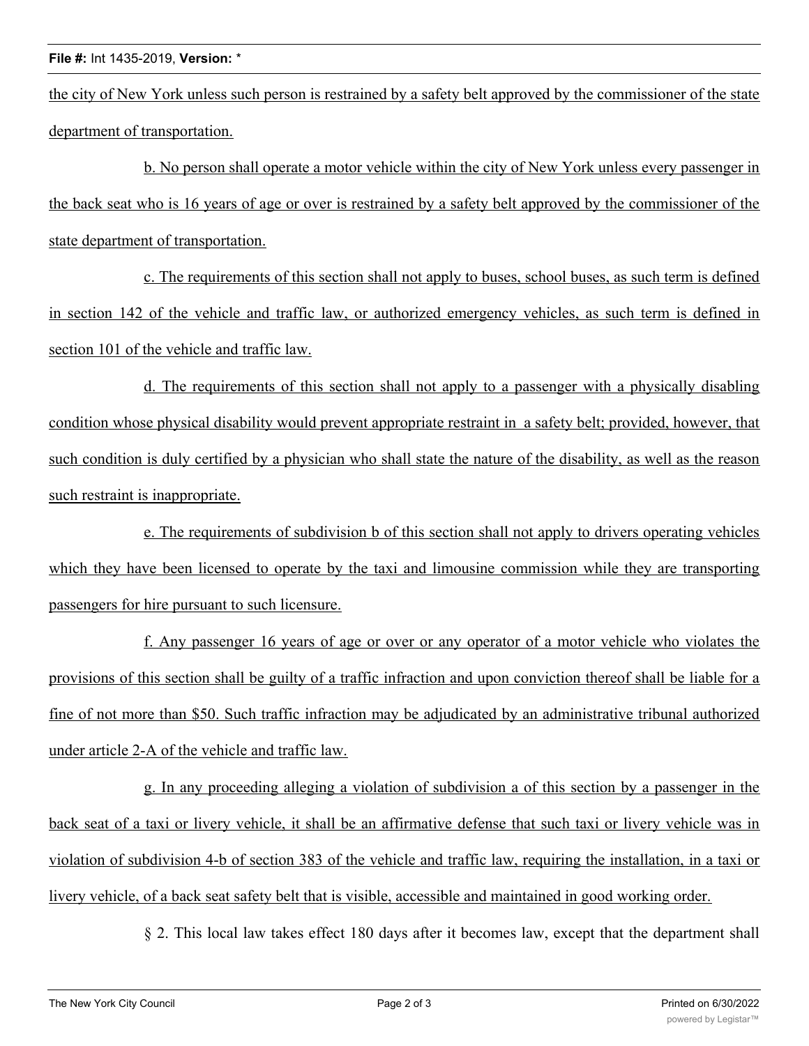the city of New York unless such person is restrained by a safety belt approved by the commissioner of the state department of transportation.

b. No person shall operate a motor vehicle within the city of New York unless every passenger in the back seat who is 16 years of age or over is restrained by a safety belt approved by the commissioner of the state department of transportation.

c. The requirements of this section shall not apply to buses, school buses, as such term is defined in section 142 of the vehicle and traffic law, or authorized emergency vehicles, as such term is defined in section 101 of the vehicle and traffic law.

d. The requirements of this section shall not apply to a passenger with a physically disabling condition whose physical disability would prevent appropriate restraint in a safety belt; provided, however, that such condition is duly certified by a physician who shall state the nature of the disability, as well as the reason such restraint is inappropriate.

e. The requirements of subdivision b of this section shall not apply to drivers operating vehicles which they have been licensed to operate by the taxi and limousine commission while they are transporting passengers for hire pursuant to such licensure.

f. Any passenger 16 years of age or over or any operator of a motor vehicle who violates the provisions of this section shall be guilty of a traffic infraction and upon conviction thereof shall be liable for a fine of not more than $50. Such traffic infraction may be adjudicated by an administrative tribunal authorized under article 2-A of the vehicle and traffic law.

g. In any proceeding alleging a violation of subdivision a of this section by a passenger in the back seat of a taxi or livery vehicle, it shall be an affirmative defense that such taxi or livery vehicle was in violation of subdivision 4-b of section 383 of the vehicle and traffic law, requiring the installation, in a taxi or livery vehicle, of a back seat safety belt that is visible, accessible and maintained in good working order.

§ 2. This local law takes effect 180 days after it becomes law, except that the department shall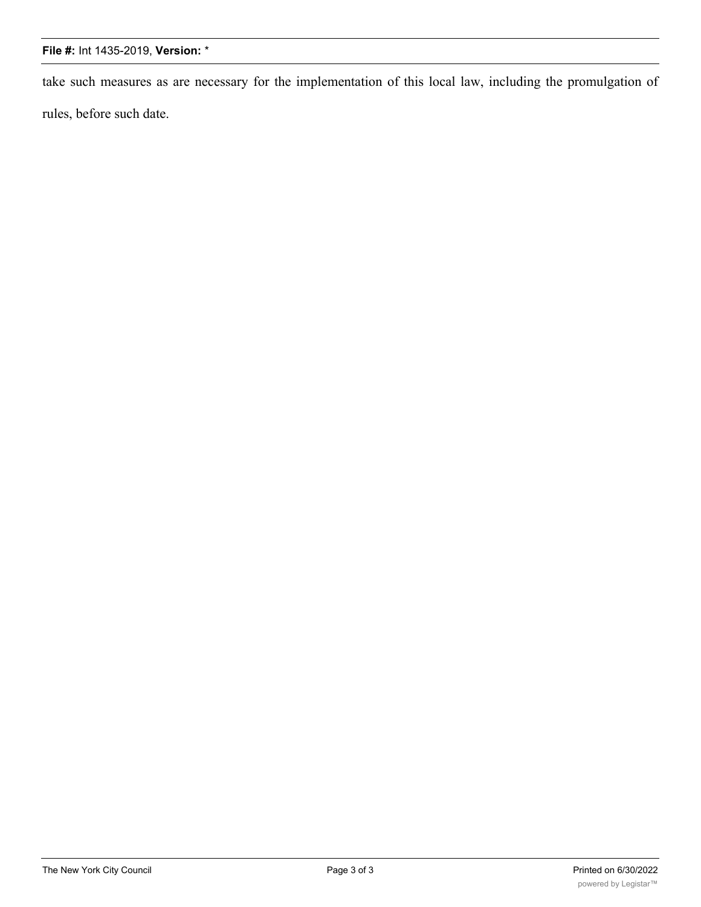take such measures as are necessary for the implementation of this local law, including the promulgation of rules, before such date.